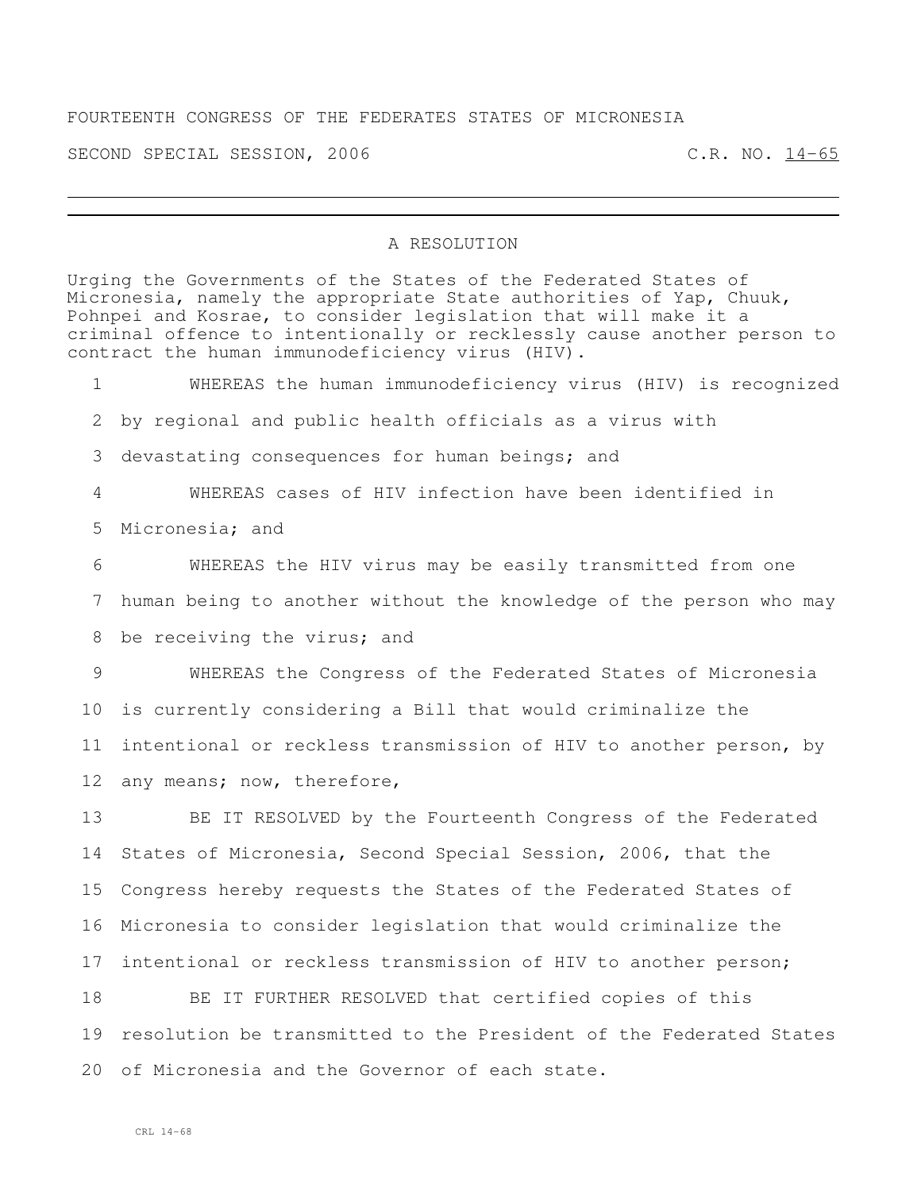FOURTEENTH CONGRESS OF THE FEDERATES STATES OF MICRONESIA

SECOND SPECIAL SESSION, 2006 C.R. NO. 14-65

# A RESOLUTION

Urging the Governments of the States of the Federated States of Micronesia, namely the appropriate State authorities of Yap, Chuuk, Pohnpei and Kosrae, to consider legislation that will make it a criminal offence to intentionally or recklessly cause another person to contract the human immunodeficiency virus (HIV).

1 WHEREAS the human immunodeficiency virus (HIV) is recognized
2 by regional and public health officials as a virus with
3 devastating consequences for human beings; and
4 WHEREAS cases of HIV infection have been identified in
5 Micronesia; and
6 WHEREAS the HIV virus may be easily transmitted from one
7 human being to another without the knowledge of the person who may
8 be receiving the virus; and
9 WHEREAS the Congress of the Federated States of Micronesia
10 is currently considering a Bill that would criminalize the
11 intentional or reckless transmission of HIV to another person, by
12 any means; now, therefore,
13 BE IT RESOLVED by the Fourteenth Congress of the Federated
14 States of Micronesia, Second Special Session, 2006, that the
15 Congress hereby requests the States of the Federated States of
16 Micronesia to consider legislation that would criminalize the
17 intentional or reckless transmission of HIV to another person;
18 BE IT FURTHER RESOLVED that certified copies of this
19 resolution be transmitted to the President of the Federated States
20 of Micronesia and the Governor of each state.

CRL 14-68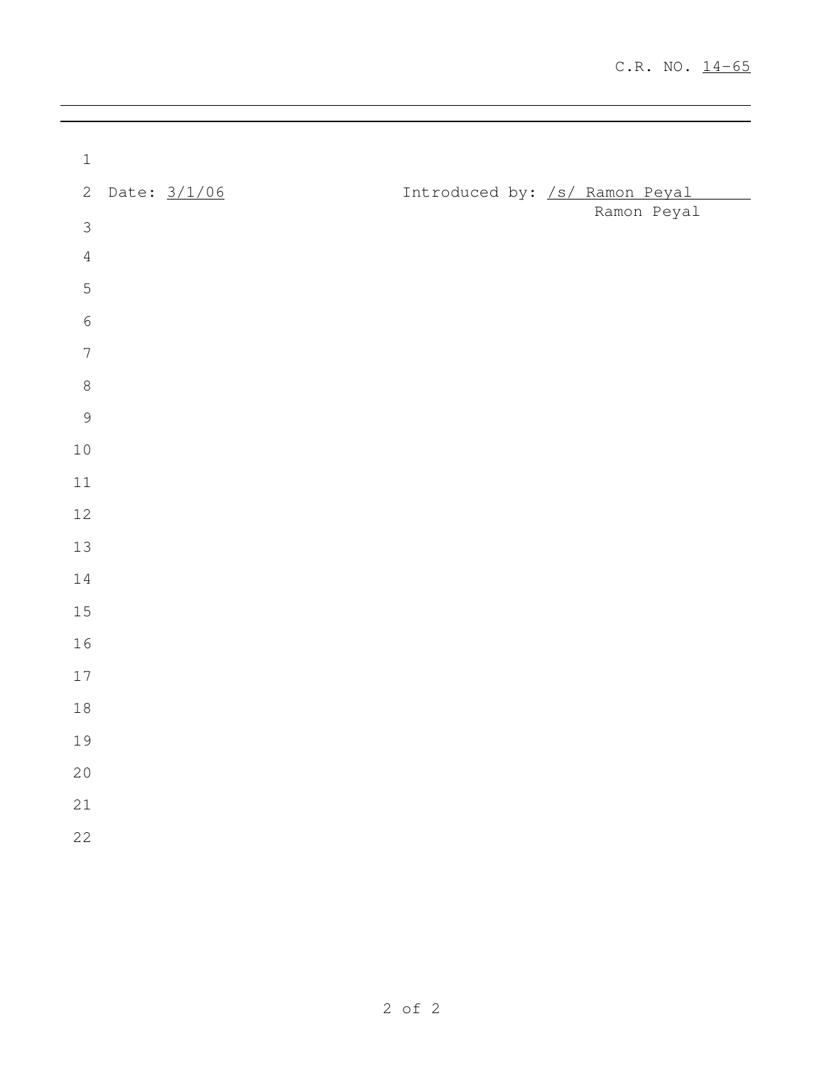C.R. NO. 14-65

Date: 3/1/06

Introduced by: /s/ Ramon Peyal
Ramon Peyal